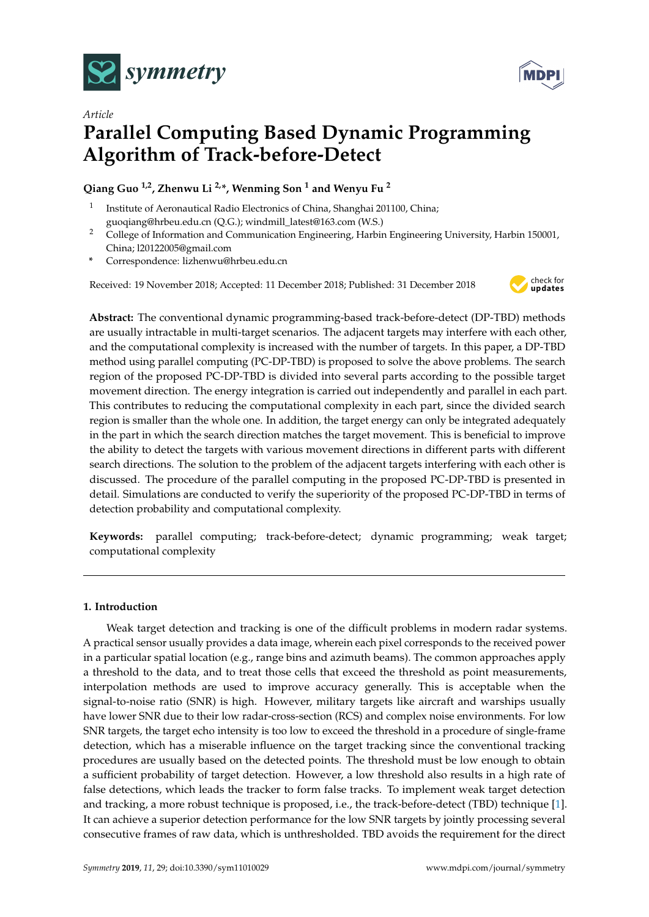*Article*

# Parallel Computing Based Dynamic Programming Algorithm of Track-before-Detect

**Qiang Guo [1,2], Zhenwu Li [2,*], Wenming Son [1] and Wenyu Fu [2]**

1. Institute of Aeronautical Radio Electronics of China, Shanghai 201100, China; guoqiang@hrbeu.edu.cn (Q.G.); windmill_latest@163.com (W.S.)
2. College of Information and Communication Engineering, Harbin Engineering University, Harbin 150001, China; l20122005@gmail.com

\* Correspondence: lizhenwu@hrbeu.edu.cn

Received: 19 November 2018; Accepted: 11 December 2018; Published: 31 December 2018

**Abstract:** The conventional dynamic programming-based track-before-detect (DP-TBD) methods are usually intractable in multi-target scenarios. The adjacent targets may interfere with each other, and the computational complexity is increased with the number of targets. In this paper, a DP-TBD method using parallel computing (PC-DP-TBD) is proposed to solve the above problems. The search region of the proposed PC-DP-TBD is divided into several parts according to the possible target movement direction. The energy integration is carried out independently and parallel in each part. This contributes to reducing the computational complexity in each part, since the divided search region is smaller than the whole one. In addition, the target energy can only be integrated adequately in the part in which the search direction matches the target movement. This is beneficial to improve the ability to detect the targets with various movement directions in different parts with different search directions. The solution to the problem of the adjacent targets interfering with each other is discussed. The procedure of the parallel computing in the proposed PC-DP-TBD is presented in detail. Simulations are conducted to verify the superiority of the proposed PC-DP-TBD in terms of detection probability and computational complexity.

**Keywords:** parallel computing; track-before-detect; dynamic programming; weak target; computational complexity

---

## 1. Introduction

Weak target detection and tracking is one of the difficult problems in modern radar systems. A practical sensor usually provides a data image, wherein each pixel corresponds to the received power in a particular spatial location (e.g., range bins and azimuth beams). The common approaches apply a threshold to the data, and to treat those cells that exceed the threshold as point measurements, interpolation methods are used to improve accuracy generally. This is acceptable when the signal-to-noise ratio (SNR) is high. However, military targets like aircraft and warships usually have lower SNR due to their low radar-cross-section (RCS) and complex noise environments. For low SNR targets, the target echo intensity is too low to exceed the threshold in a procedure of single-frame detection, which has a miserable influence on the target tracking since the conventional tracking procedures are usually based on the detected points. The threshold must be low enough to obtain a sufficient probability of target detection. However, a low threshold also results in a high rate of false detections, which leads the tracker to form false tracks. To implement weak target detection and tracking, a more robust technique is proposed, i.e., the track-before-detect (TBD) technique [1]. It can achieve a superior detection performance for the low SNR targets by jointly processing several consecutive frames of raw data, which is unthresholded. TBD avoids the requirement for the direct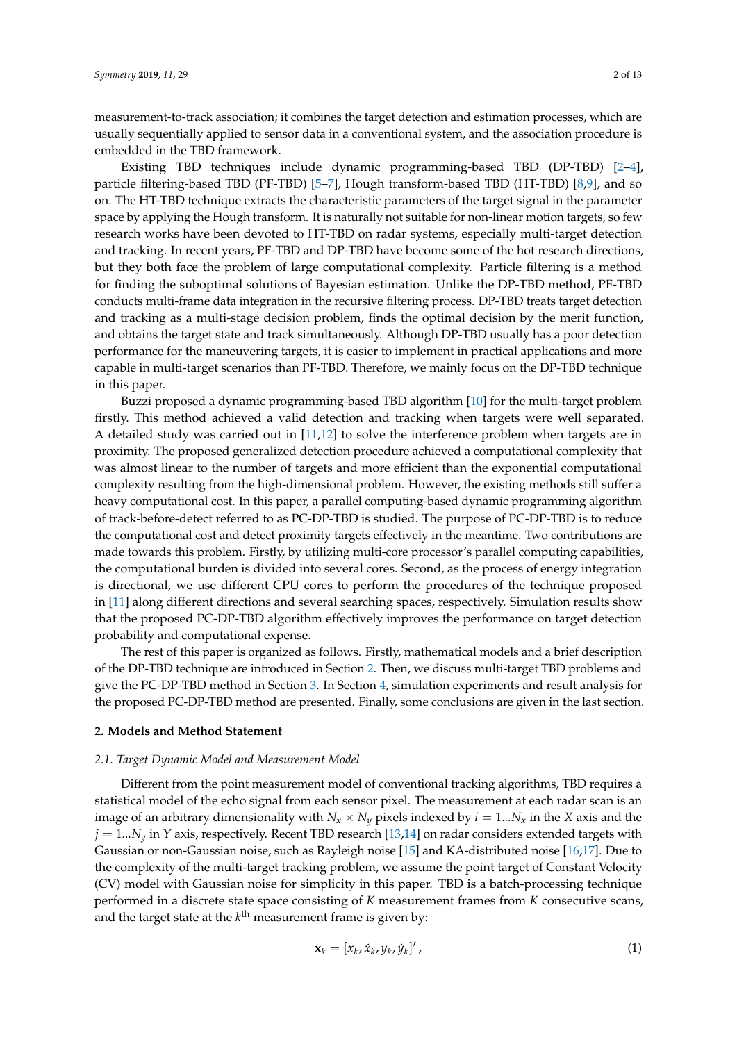measurement-to-track association; it combines the target detection and estimation processes, which are usually sequentially applied to sensor data in a conventional system, and the association procedure is embedded in the TBD framework.

Existing TBD techniques include dynamic programming-based TBD (DP-TBD) [2–4], particle filtering-based TBD (PF-TBD) [5–7], Hough transform-based TBD (HT-TBD) [8,9], and so on. The HT-TBD technique extracts the characteristic parameters of the target signal in the parameter space by applying the Hough transform. It is naturally not suitable for non-linear motion targets, so few research works have been devoted to HT-TBD on radar systems, especially multi-target detection and tracking. In recent years, PF-TBD and DP-TBD have become some of the hot research directions, but they both face the problem of large computational complexity. Particle filtering is a method for finding the suboptimal solutions of Bayesian estimation. Unlike the DP-TBD method, PF-TBD conducts multi-frame data integration in the recursive filtering process. DP-TBD treats target detection and tracking as a multi-stage decision problem, finds the optimal decision by the merit function, and obtains the target state and track simultaneously. Although DP-TBD usually has a poor detection performance for the maneuvering targets, it is easier to implement in practical applications and more capable in multi-target scenarios than PF-TBD. Therefore, we mainly focus on the DP-TBD technique in this paper.

Buzzi proposed a dynamic programming-based TBD algorithm [10] for the multi-target problem firstly. This method achieved a valid detection and tracking when targets were well separated. A detailed study was carried out in [11,12] to solve the interference problem when targets are in proximity. The proposed generalized detection procedure achieved a computational complexity that was almost linear to the number of targets and more efficient than the exponential computational complexity resulting from the high-dimensional problem. However, the existing methods still suffer a heavy computational cost. In this paper, a parallel computing-based dynamic programming algorithm of track-before-detect referred to as PC-DP-TBD is studied. The purpose of PC-DP-TBD is to reduce the computational cost and detect proximity targets effectively in the meantime. Two contributions are made towards this problem. Firstly, by utilizing multi-core processor's parallel computing capabilities, the computational burden is divided into several cores. Second, as the process of energy integration is directional, we use different CPU cores to perform the procedures of the technique proposed in [11] along different directions and several searching spaces, respectively. Simulation results show that the proposed PC-DP-TBD algorithm effectively improves the performance on target detection probability and computational expense.

The rest of this paper is organized as follows. Firstly, mathematical models and a brief description of the DP-TBD technique are introduced in Section 2. Then, we discuss multi-target TBD problems and give the PC-DP-TBD method in Section 3. In Section 4, simulation experiments and result analysis for the proposed PC-DP-TBD method are presented. Finally, some conclusions are given in the last section.

## 2. Models and Method Statement

### 2.1. Target Dynamic Model and Measurement Model

Different from the point measurement model of conventional tracking algorithms, TBD requires a statistical model of the echo signal from each sensor pixel. The measurement at each radar scan is an image of an arbitrary dimensionality with $N_x \times N_y$ pixels indexed by $i = 1 \dots N_x$ in the $X$ axis and the $j = 1 \dots N_y$ in $Y$ axis, respectively. Recent TBD research [13,14] on radar considers extended targets with Gaussian or non-Gaussian noise, such as Rayleigh noise [15] and KA-distributed noise [16,17]. Due to the complexity of the multi-target tracking problem, we assume the point target of Constant Velocity (CV) model with Gaussian noise for simplicity in this paper. TBD is a batch-processing technique performed in a discrete state space consisting of $K$ measurement frames from $K$ consecutive scans, and the target state at the $k^{\text{th}}$ measurement frame is given by:

$$\mathbf{x}_k = [x_k, \dot{x}_k, y_k, \dot{y}_k]', \tag{1}$$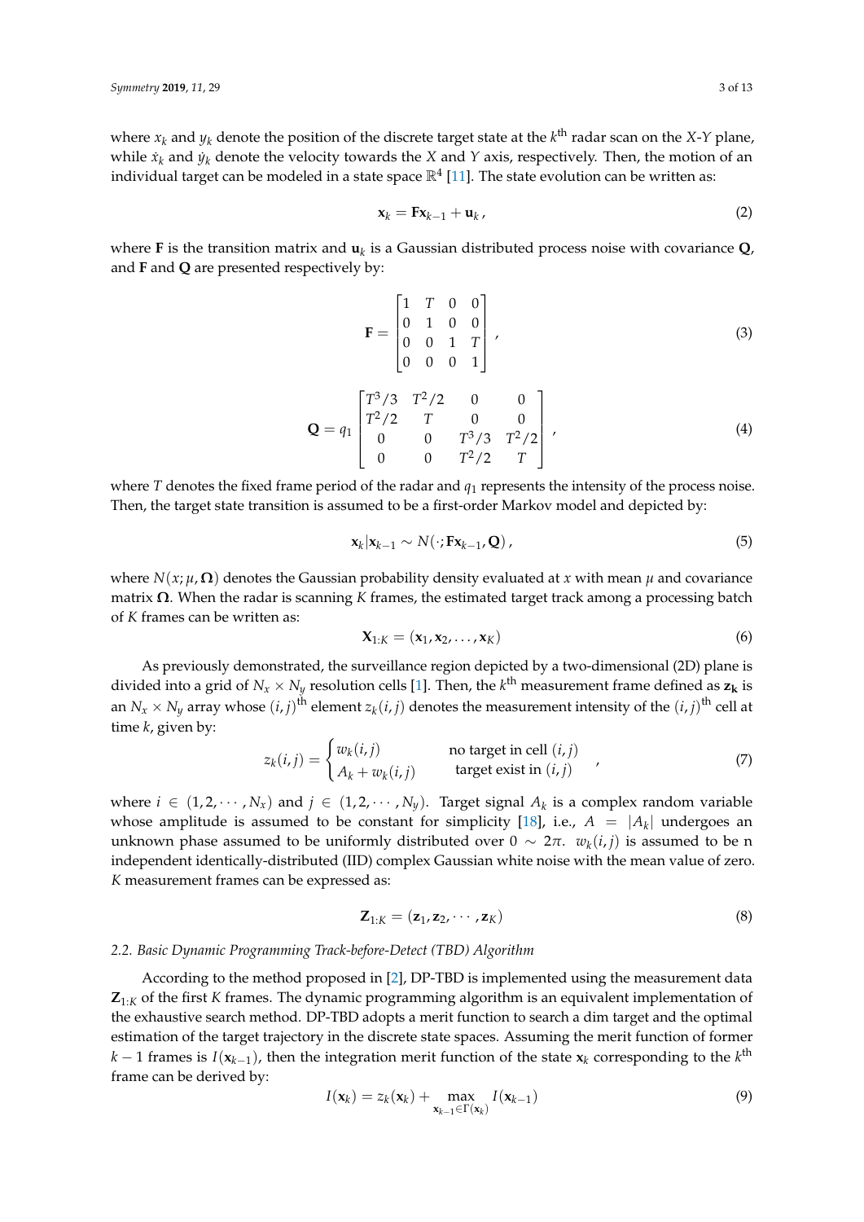where $x_k$ and $y_k$ denote the position of the discrete target state at the $k^{\text{th}}$ radar scan on the $X$-$Y$ plane, while $\dot{x}_k$ and $\dot{y}_k$ denote the velocity towards the $X$ and $Y$ axis, respectively. Then, the motion of an individual target can be modeled in a state space $\mathbb{R}^4$ [11]. The state evolution can be written as:

$$\mathbf{x}_k = \mathbf{F}\mathbf{x}_{k-1} + \mathbf{u}_k\,, \tag{2}$$

where $\mathbf{F}$ is the transition matrix and $\mathbf{u}_k$ is a Gaussian distributed process noise with covariance $\mathbf{Q}$, and $\mathbf{F}$ and $\mathbf{Q}$ are presented respectively by:

$$\mathbf{F} = \begin{bmatrix} 1 & T & 0 & 0 \\ 0 & 1 & 0 & 0 \\ 0 & 0 & 1 & T \\ 0 & 0 & 0 & 1 \end{bmatrix}, \tag{3}$$

$$\mathbf{Q} = q_1 \begin{bmatrix} T^3/3 & T^2/2 & 0 & 0 \\ T^2/2 & T & 0 & 0 \\ 0 & 0 & T^3/3 & T^2/2 \\ 0 & 0 & T^2/2 & T \end{bmatrix}, \tag{4}$$

where $T$ denotes the fixed frame period of the radar and $q_1$ represents the intensity of the process noise. Then, the target state transition is assumed to be a first-order Markov model and depicted by:

$$\mathbf{x}_k|\mathbf{x}_{k-1} \sim N(\cdot;\mathbf{F}\mathbf{x}_{k-1},\mathbf{Q})\,, \tag{5}$$

where $N(x;\mu,\mathbf{\Omega})$ denotes the Gaussian probability density evaluated at $x$ with mean $\mu$ and covariance matrix $\mathbf{\Omega}$. When the radar is scanning $K$ frames, the estimated target track among a processing batch of $K$ frames can be written as:

$$\mathbf{X}_{1:K} = (\mathbf{x}_1, \mathbf{x}_2, \ldots, \mathbf{x}_K) \tag{6}$$

As previously demonstrated, the surveillance region depicted by a two-dimensional (2D) plane is divided into a grid of $N_x \times N_y$ resolution cells [1]. Then, the $k^{\text{th}}$ measurement frame defined as $\mathbf{z_k}$ is an $N_x \times N_y$ array whose $(i,j)^{\text{th}}$ element $z_k(i,j)$ denotes the measurement intensity of the $(i,j)^{\text{th}}$ cell at time $k$, given by:

$$z_k(i,j) = \begin{cases} w_k(i,j) & \text{no target in cell } (i,j) \\ A_k + w_k(i,j) & \text{target exist in } (i,j) \end{cases}, \tag{7}$$

where $i \in (1,2,\cdots,N_x)$ and $j \in (1,2,\cdots,N_y)$. Target signal $A_k$ is a complex random variable whose amplitude is assumed to be constant for simplicity [18], i.e., $A = |A_k|$ undergoes an unknown phase assumed to be uniformly distributed over $0 \sim 2\pi$. $w_k(i,j)$ is assumed to be n independent identically-distributed (IID) complex Gaussian white noise with the mean value of zero. $K$ measurement frames can be expressed as:

$$\mathbf{Z}_{1:K} = (\mathbf{z}_1, \mathbf{z}_2, \cdots, \mathbf{z}_K) \tag{8}$$

### 2.2. Basic Dynamic Programming Track-before-Detect (TBD) Algorithm

According to the method proposed in [2], DP-TBD is implemented using the measurement data $\mathbf{Z}_{1:K}$ of the first $K$ frames. The dynamic programming algorithm is an equivalent implementation of the exhaustive search method. DP-TBD adopts a merit function to search a dim target and the optimal estimation of the target trajectory in the discrete state spaces. Assuming the merit function of former $k-1$ frames is $I(\mathbf{x}_{k-1})$, then the integration merit function of the state $\mathbf{x}_k$ corresponding to the $k^{\text{th}}$ frame can be derived by:

$$I(\mathbf{x}_k) = z_k(\mathbf{x}_k) + \max_{\mathbf{x}_{k-1}\in\Gamma(\mathbf{x}_k)} I(\mathbf{x}_{k-1}) \tag{9}$$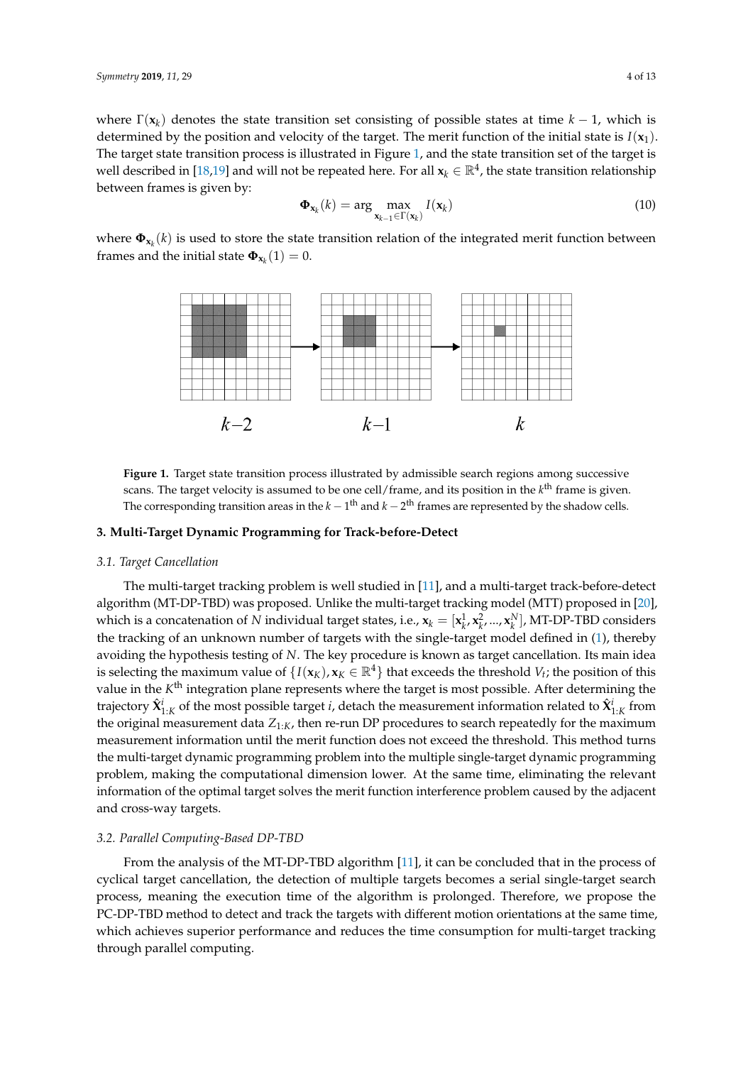where $\Gamma(\mathbf{x}_k)$ denotes the state transition set consisting of possible states at time $k-1$, which is determined by the position and velocity of the target. The merit function of the initial state is $I(\mathbf{x}_1)$. The target state transition process is illustrated in Figure 1, and the state transition set of the target is well described in [18,19] and will not be repeated here. For all $\mathbf{x}_k \in \mathbb{R}^4$, the state transition relationship between frames is given by:

$$\mathbf{\Phi}_{\mathbf{x}_k}(k) = \arg \max_{\mathbf{x}_{k-1} \in \Gamma(\mathbf{x}_k)} I(\mathbf{x}_k) \tag{10}$$

where $\mathbf{\Phi}_{\mathbf{x}_k}(k)$ is used to store the state transition relation of the integrated merit function between frames and the initial state $\mathbf{\Phi}_{\mathbf{x}_k}(1) = 0$.

**Figure 1.** Target state transition process illustrated by admissible search regions among successive scans. The target velocity is assumed to be one cell/frame, and its position in the $k^{\text{th}}$ frame is given. The corresponding transition areas in the $k-1^{\text{th}}$ and $k-2^{\text{th}}$ frames are represented by the shadow cells.

## 3. Multi-Target Dynamic Programming for Track-before-Detect

### 3.1. Target Cancellation

The multi-target tracking problem is well studied in [11], and a multi-target track-before-detect algorithm (MT-DP-TBD) was proposed. Unlike the multi-target tracking model (MTT) proposed in [20], which is a concatenation of $N$ individual target states, i.e., $\mathbf{x}_k = [\mathbf{x}_k^1, \mathbf{x}_k^2, \ldots, \mathbf{x}_k^N]$, MT-DP-TBD considers the tracking of an unknown number of targets with the single-target model defined in (1), thereby avoiding the hypothesis testing of $N$. The key procedure is known as target cancellation. Its main idea is selecting the maximum value of $\{I(\mathbf{x}_K), \mathbf{x}_K \in \mathbb{R}^4\}$ that exceeds the threshold $V_t$; the position of this value in the $K^{\text{th}}$ integration plane represents where the target is most possible. After determining the trajectory $\hat{\mathbf{X}}_{1:K}^i$ of the most possible target $i$, detach the measurement information related to $\hat{\mathbf{X}}_{1:K}^i$ from the original measurement data $Z_{1:K}$, then re-run DP procedures to search repeatedly for the maximum measurement information until the merit function does not exceed the threshold. This method turns the multi-target dynamic programming problem into the multiple single-target dynamic programming problem, making the computational dimension lower. At the same time, eliminating the relevant information of the optimal target solves the merit function interference problem caused by the adjacent and cross-way targets.

### 3.2. Parallel Computing-Based DP-TBD

From the analysis of the MT-DP-TBD algorithm [11], it can be concluded that in the process of cyclical target cancellation, the detection of multiple targets becomes a serial single-target search process, meaning the execution time of the algorithm is prolonged. Therefore, we propose the PC-DP-TBD method to detect and track the targets with different motion orientations at the same time, which achieves superior performance and reduces the time consumption for multi-target tracking through parallel computing.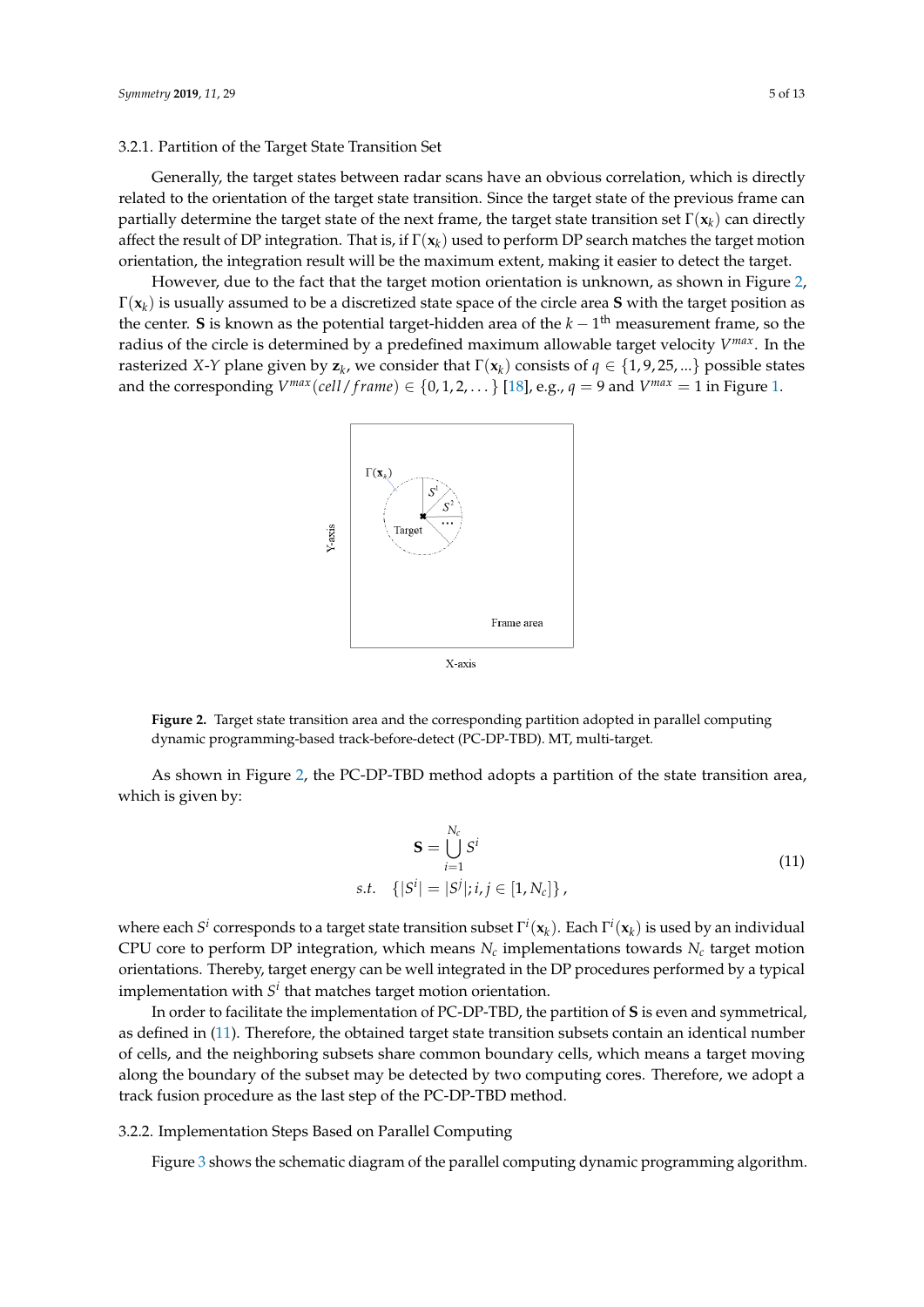### 3.2.1. Partition of the Target State Transition Set

Generally, the target states between radar scans have an obvious correlation, which is directly related to the orientation of the target state transition. Since the target state of the previous frame can partially determine the target state of the next frame, the target state transition set $\Gamma(\mathbf{x}_k)$ can directly affect the result of DP integration. That is, if $\Gamma(\mathbf{x}_k)$ used to perform DP search matches the target motion orientation, the integration result will be the maximum extent, making it easier to detect the target.

However, due to the fact that the target motion orientation is unknown, as shown in Figure 2, $\Gamma(\mathbf{x}_k)$ is usually assumed to be a discretized state space of the circle area $\mathbf{S}$ with the target position as the center. $\mathbf{S}$ is known as the potential target-hidden area of the $k-1^{\text{th}}$ measurement frame, so the radius of the circle is determined by a predefined maximum allowable target velocity $V^{max}$. In the rasterized $X$-$Y$ plane given by $\mathbf{z}_k$, we consider that $\Gamma(\mathbf{x}_k)$ consists of $q \in \{1, 9, 25, ...\}$ possible states and the corresponding $V^{max}(cell/frame) \in \{0, 1, 2, \dots\}$ [18], e.g., $q = 9$ and $V^{max} = 1$ in Figure 1.

**Figure 2.** Target state transition area and the corresponding partition adopted in parallel computing dynamic programming-based track-before-detect (PC-DP-TBD). MT, multi-target.

As shown in Figure 2, the PC-DP-TBD method adopts a partition of the state transition area, which is given by:

$$
\begin{aligned}
\mathbf{S} &= \bigcup_{i=1}^{N_c} S^i \\
s.t. \quad &\{|S^i| = |S^j|; i, j \in [1, N_c]\},
\end{aligned}
\tag{11}
$$

where each $S^i$ corresponds to a target state transition subset $\Gamma^i(\mathbf{x}_k)$. Each $\Gamma^i(\mathbf{x}_k)$ is used by an individual CPU core to perform DP integration, which means $N_c$ implementations towards $N_c$ target motion orientations. Thereby, target energy can be well integrated in the DP procedures performed by a typical implementation with $S^i$ that matches target motion orientation.

In order to facilitate the implementation of PC-DP-TBD, the partition of $\mathbf{S}$ is even and symmetrical, as defined in (11). Therefore, the obtained target state transition subsets contain an identical number of cells, and the neighboring subsets share common boundary cells, which means a target moving along the boundary of the subset may be detected by two computing cores. Therefore, we adopt a track fusion procedure as the last step of the PC-DP-TBD method.

### 3.2.2. Implementation Steps Based on Parallel Computing

Figure 3 shows the schematic diagram of the parallel computing dynamic programming algorithm.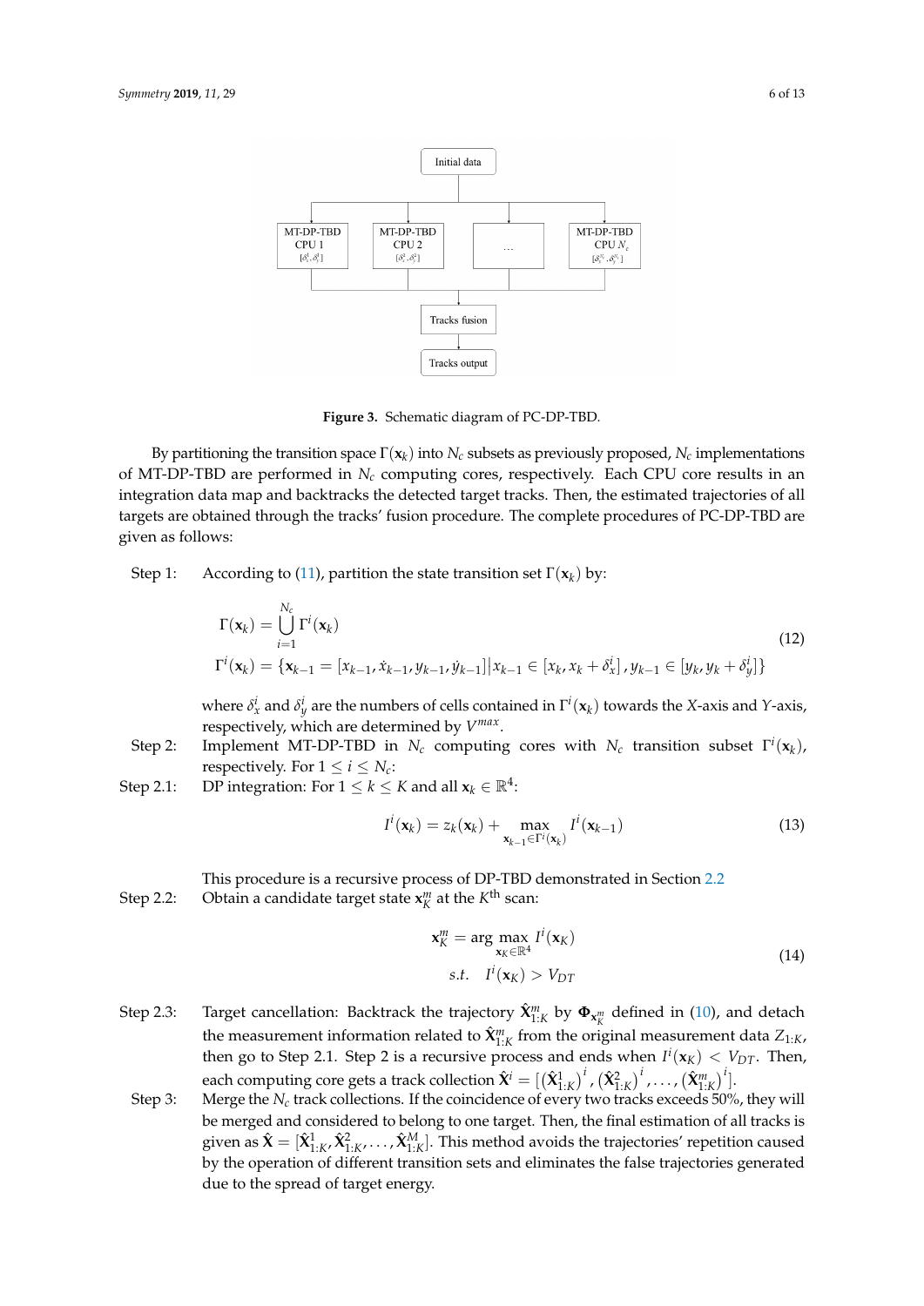**Figure 3.** Schematic diagram of PC-DP-TBD.

By partitioning the transition space $\Gamma(\mathbf{x}_k)$ into $N_c$ subsets as previously proposed, $N_c$ implementations of MT-DP-TBD are performed in $N_c$ computing cores, respectively. Each CPU core results in an integration data map and backtracks the detected target tracks. Then, the estimated trajectories of all targets are obtained through the tracks' fusion procedure. The complete procedures of PC-DP-TBD are given as follows:

Step 1: According to (11), partition the state transition set $\Gamma(\mathbf{x}_k)$ by:

$$
\begin{aligned}
&\Gamma(\mathbf{x}_k) = \bigcup_{i=1}^{N_c} \Gamma^i(\mathbf{x}_k) \\
&\Gamma^i(\mathbf{x}_k) = \{\mathbf{x}_{k-1} = [x_{k-1}, \dot{x}_{k-1}, y_{k-1}, \dot{y}_{k-1}] | x_{k-1} \in [x_k, x_k + \delta_x^i], y_{k-1} \in [y_k, y_k + \delta_y^i]\}
\end{aligned}
\tag{12}
$$

where $\delta_x^i$ and $\delta_y^i$ are the numbers of cells contained in $\Gamma^i(\mathbf{x}_k)$ towards the $X$-axis and $Y$-axis, respectively, which are determined by $V^{max}$.

Step 2: Implement MT-DP-TBD in $N_c$ computing cores with $N_c$ transition subset $\Gamma^i(\mathbf{x}_k)$, respectively. For $1 \leq i \leq N_c$:

Step 2.1: DP integration: For $1 \leq k \leq K$ and all $\mathbf{x}_k \in \mathbb{R}^4$:

$$
I^i(\mathbf{x}_k) = z_k(\mathbf{x}_k) + \max_{\mathbf{x}_{k-1} \in \Gamma^i(\mathbf{x}_k)} I^i(\mathbf{x}_{k-1})
\tag{13}
$$

This procedure is a recursive process of DP-TBD demonstrated in Section 2.2

Step 2.2: Obtain a candidate target state $\mathbf{x}_K^m$ at the $K^{\text{th}}$ scan:

$$
\begin{aligned}
\mathbf{x}_K^m &= \arg\max_{\mathbf{x}_K \in \mathbb{R}^4} I^i(\mathbf{x}_K) \\
&s.t. \quad I^i(\mathbf{x}_K) > V_{DT}
\end{aligned}
\tag{14}
$$

Step 2.3: Target cancellation: Backtrack the trajectory $\hat{\mathbf{X}}_{1:K}^m$ by $\mathbf{\Phi}_{\mathbf{x}_K^m}$ defined in (10), and detach the measurement information related to $\hat{\mathbf{X}}_{1:K}^m$ from the original measurement data $Z_{1:K}$, then go to Step 2.1. Step 2 is a recursive process and ends when $I^i(\mathbf{x}_K) < V_{DT}$. Then, each computing core gets a track collection $\hat{\mathbf{X}}^i = [(\hat{\mathbf{X}}_{1:K}^1)^i, (\hat{\mathbf{X}}_{1:K}^2)^i, \ldots, (\hat{\mathbf{X}}_{1:K}^m)^i]$.

Step 3: Merge the $N_c$ track collections. If the coincidence of every two tracks exceeds 50%, they will be merged and considered to belong to one target. Then, the final estimation of all tracks is given as $\hat{\mathbf{X}} = [\hat{\mathbf{X}}_{1:K}^1, \hat{\mathbf{X}}_{1:K}^2, \ldots, \hat{\mathbf{X}}_{1:K}^M]$. This method avoids the trajectories' repetition caused by the operation of different transition sets and eliminates the false trajectories generated due to the spread of target energy.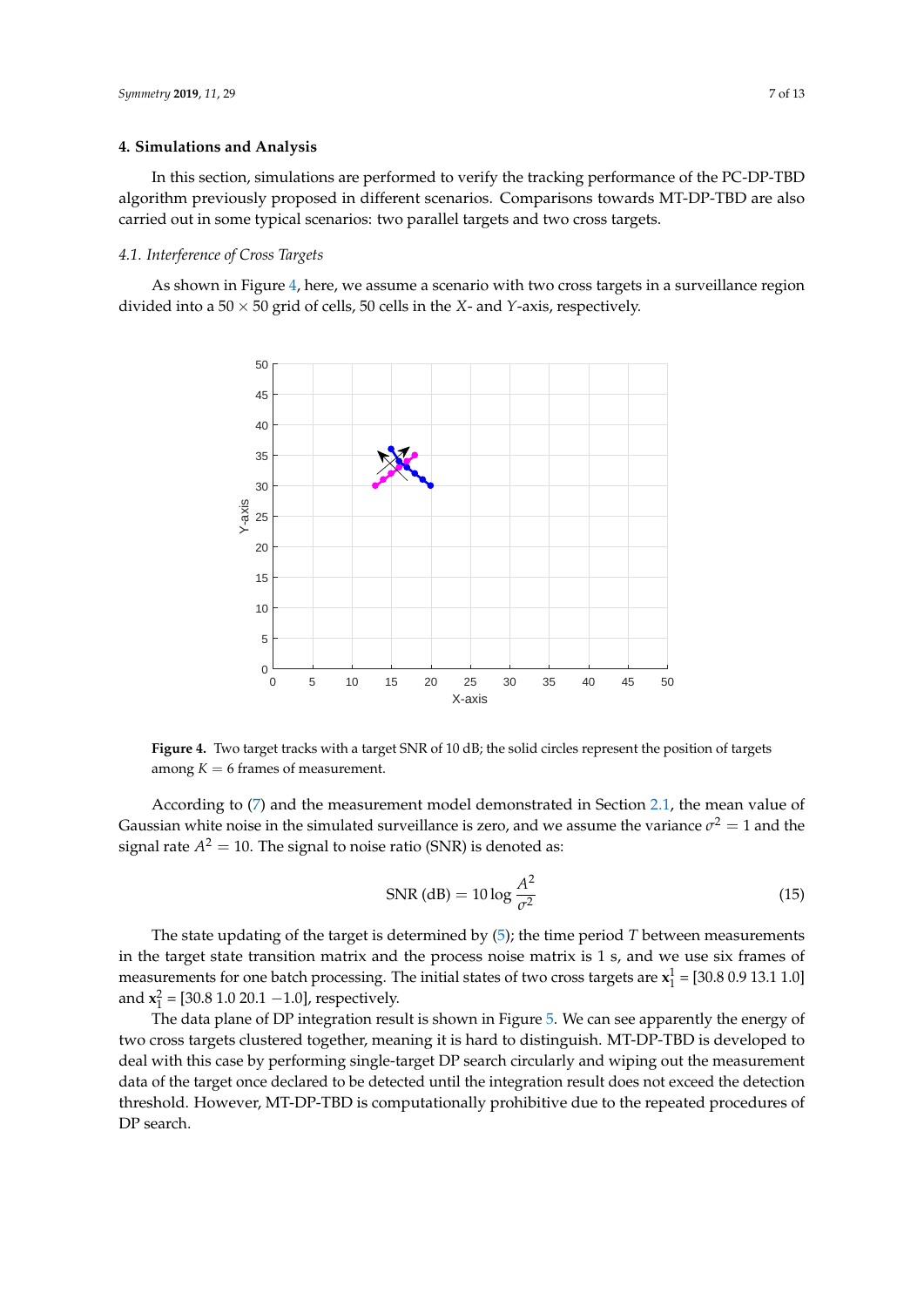## 4. Simulations and Analysis

In this section, simulations are performed to verify the tracking performance of the PC-DP-TBD algorithm previously proposed in different scenarios. Comparisons towards MT-DP-TBD are also carried out in some typical scenarios: two parallel targets and two cross targets.

### *4.1. Interference of Cross Targets*

As shown in Figure 4, here, we assume a scenario with two cross targets in a surveillance region divided into a $50 \times 50$ grid of cells, 50 cells in the $X$- and $Y$-axis, respectively.

**Figure 4.** Two target tracks with a target SNR of 10 dB; the solid circles represent the position of targets among $K = 6$ frames of measurement.

According to (7) and the measurement model demonstrated in Section 2.1, the mean value of Gaussian white noise in the simulated surveillance is zero, and we assume the variance $\sigma^2 = 1$ and the signal rate $A^2 = 10$. The signal to noise ratio (SNR) is denoted as:

$$\text{SNR (dB)} = 10 \log \frac{A^2}{\sigma^2} \tag{15}$$

The state updating of the target is determined by (5); the time period $T$ between measurements in the target state transition matrix and the process noise matrix is 1 s, and we use six frames of measurements for one batch processing. The initial states of two cross targets are $\mathbf{x}_1^1 = [30.8\ 0.9\ 13.1\ 1.0]$ and $\mathbf{x}_1^2 = [30.8\ 1.0\ 20.1\ -1.0]$, respectively.

The data plane of DP integration result is shown in Figure 5. We can see apparently the energy of two cross targets clustered together, meaning it is hard to distinguish. MT-DP-TBD is developed to deal with this case by performing single-target DP search circularly and wiping out the measurement data of the target once declared to be detected until the integration result does not exceed the detection threshold. However, MT-DP-TBD is computationally prohibitive due to the repeated procedures of DP search.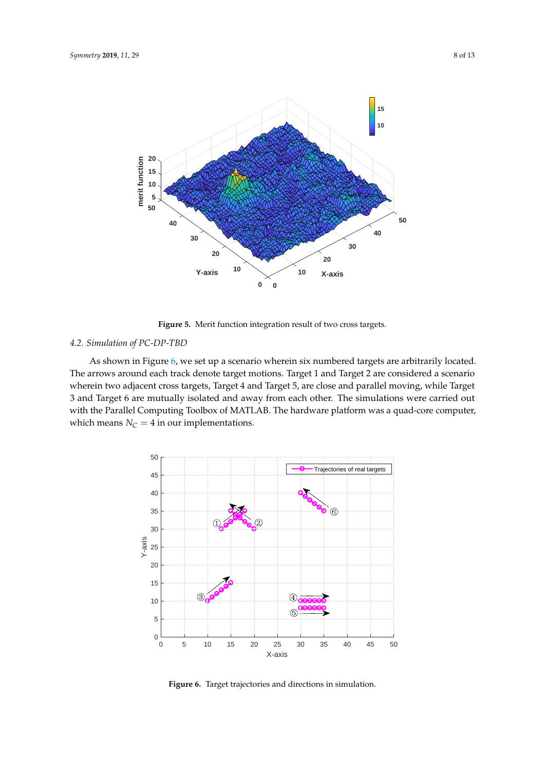Figure 5. Merit function integration result of two cross targets.

### 4.2. Simulation of PC-DP-TBD

As shown in Figure 6, we set up a scenario wherein six numbered targets are arbitrarily located. The arrows around each track denote target motions. Target 1 and Target 2 are considered a scenario wherein two adjacent cross targets, Target 4 and Target 5, are close and parallel moving, while Target 3 and Target 6 are mutually isolated and away from each other. The simulations were carried out with the Parallel Computing Toolbox of MATLAB. The hardware platform was a quad-core computer, which means $N_C = 4$ in our implementations.

Figure 6. Target trajectories and directions in simulation.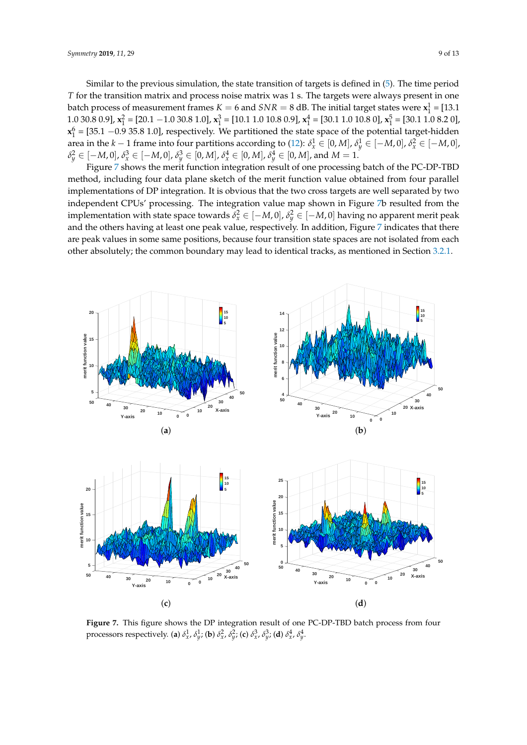Similar to the previous simulation, the state transition of targets is defined in (5). The time period $T$ for the transition matrix and process noise matrix was 1 s. The targets were always present in one batch process of measurement frames $K = 6$ and $SNR = 8$ dB. The initial target states were $\mathbf{x}_1^1$ = [13.1 1.0 30.8 0.9], $\mathbf{x}_1^2$ = [20.1 −1.0 30.8 1.0], $\mathbf{x}_1^3$ = [10.1 1.0 10.8 0.9], $\mathbf{x}_1^4$ = [30.1 1.0 10.8 0], $\mathbf{x}_1^5$ = [30.1 1.0 8.2 0], $\mathbf{x}_1^6$ = [35.1 −0.9 35.8 1.0], respectively. We partitioned the state space of the potential target-hidden area in the $k-1$ frame into four partitions according to (12): $\delta_x^1 \in [0, M]$, $\delta_y^1 \in [-M, 0]$, $\delta_x^2 \in [-M, 0]$, $\delta_y^2 \in [-M, 0]$, $\delta_x^3 \in [-M, 0]$, $\delta_y^3 \in [0, M]$, $\delta_x^4 \in [0, M]$, $\delta_y^4 \in [0, M]$, and $M = 1$.

Figure 7 shows the merit function integration result of one processing batch of the PC-DP-TBD method, including four data plane sketch of the merit function value obtained from four parallel implementations of DP integration. It is obvious that the two cross targets are well separated by two independent CPUs' processing. The integration value map shown in Figure 7b resulted from the implementation with state space towards $\delta_x^2 \in [-M, 0]$, $\delta_y^2 \in [-M, 0]$ having no apparent merit peak and the others having at least one peak value, respectively. In addition, Figure 7 indicates that there are peak values in some same positions, because four transition state spaces are not isolated from each other absolutely; the common boundary may lead to identical tracks, as mentioned in Section 3.2.1.

**Figure 7.** This figure shows the DP integration result of one PC-DP-TBD batch process from four processors respectively. (**a**) $\delta_x^1$, $\delta_y^1$; (**b**) $\delta_x^2$, $\delta_y^2$; (**c**) $\delta_x^3$, $\delta_y^3$; (**d**) $\delta_x^4$, $\delta_y^4$.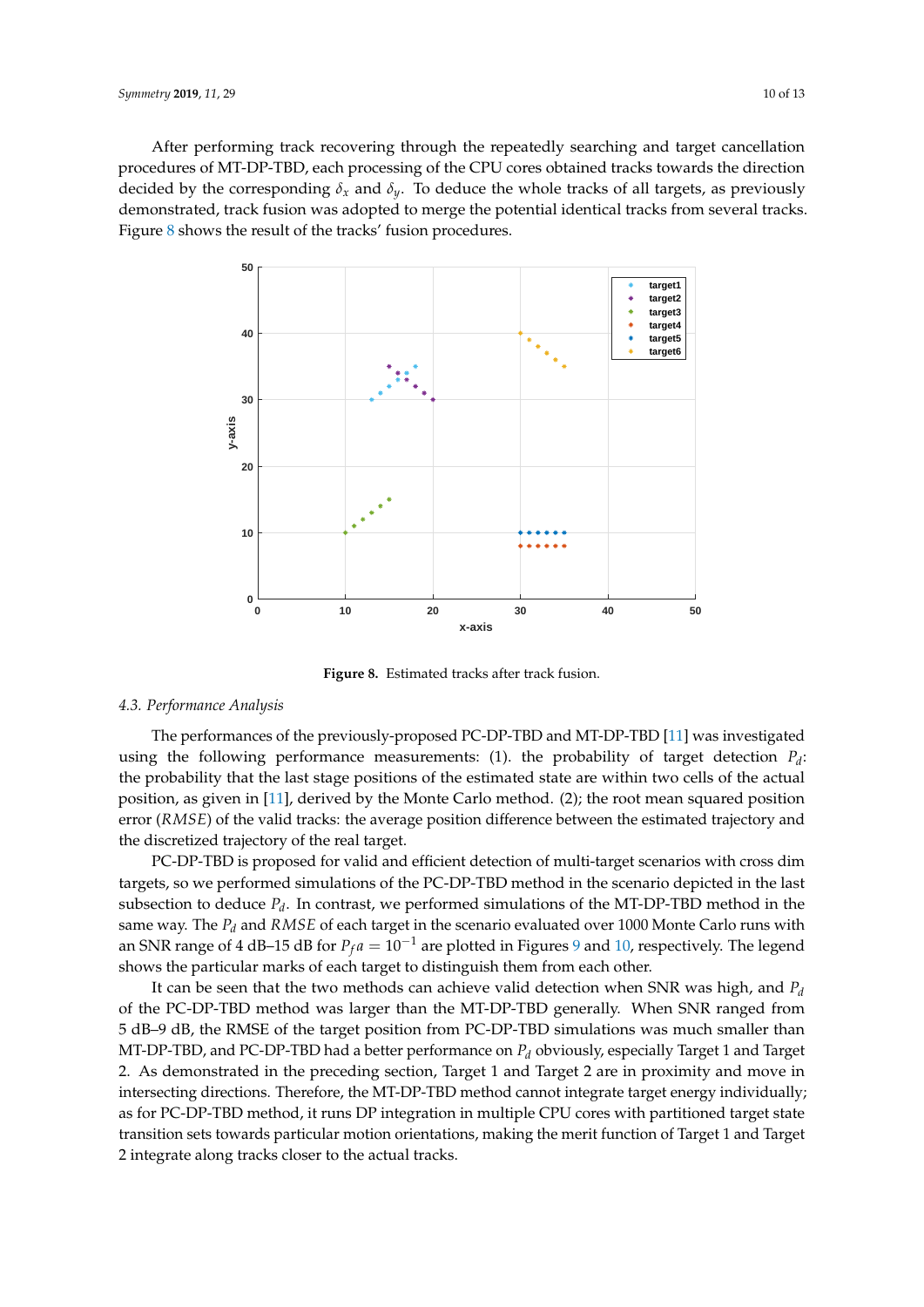After performing track recovering through the repeatedly searching and target cancellation procedures of MT-DP-TBD, each processing of the CPU cores obtained tracks towards the direction decided by the corresponding $\delta_x$ and $\delta_y$. To deduce the whole tracks of all targets, as previously demonstrated, track fusion was adopted to merge the potential identical tracks from several tracks. Figure 8 shows the result of the tracks' fusion procedures.

**Figure 8.** Estimated tracks after track fusion.

### 4.3. Performance Analysis

The performances of the previously-proposed PC-DP-TBD and MT-DP-TBD [11] was investigated using the following performance measurements: (1). the probability of target detection $P_d$: the probability that the last stage positions of the estimated state are within two cells of the actual position, as given in [11], derived by the Monte Carlo method. (2); the root mean squared position error ($RMSE$) of the valid tracks: the average position difference between the estimated trajectory and the discretized trajectory of the real target.

PC-DP-TBD is proposed for valid and efficient detection of multi-target scenarios with cross dim targets, so we performed simulations of the PC-DP-TBD method in the scenario depicted in the last subsection to deduce $P_d$. In contrast, we performed simulations of the MT-DP-TBD method in the same way. The $P_d$ and $RMSE$ of each target in the scenario evaluated over 1000 Monte Carlo runs with an SNR range of 4 dB–15 dB for $P_fa = 10^{-1}$ are plotted in Figures 9 and 10, respectively. The legend shows the particular marks of each target to distinguish them from each other.

It can be seen that the two methods can achieve valid detection when SNR was high, and $P_d$ of the PC-DP-TBD method was larger than the MT-DP-TBD generally. When SNR ranged from 5 dB–9 dB, the RMSE of the target position from PC-DP-TBD simulations was much smaller than MT-DP-TBD, and PC-DP-TBD had a better performance on $P_d$ obviously, especially Target 1 and Target 2. As demonstrated in the preceding section, Target 1 and Target 2 are in proximity and move in intersecting directions. Therefore, the MT-DP-TBD method cannot integrate target energy individually; as for PC-DP-TBD method, it runs DP integration in multiple CPU cores with partitioned target state transition sets towards particular motion orientations, making the merit function of Target 1 and Target 2 integrate along tracks closer to the actual tracks.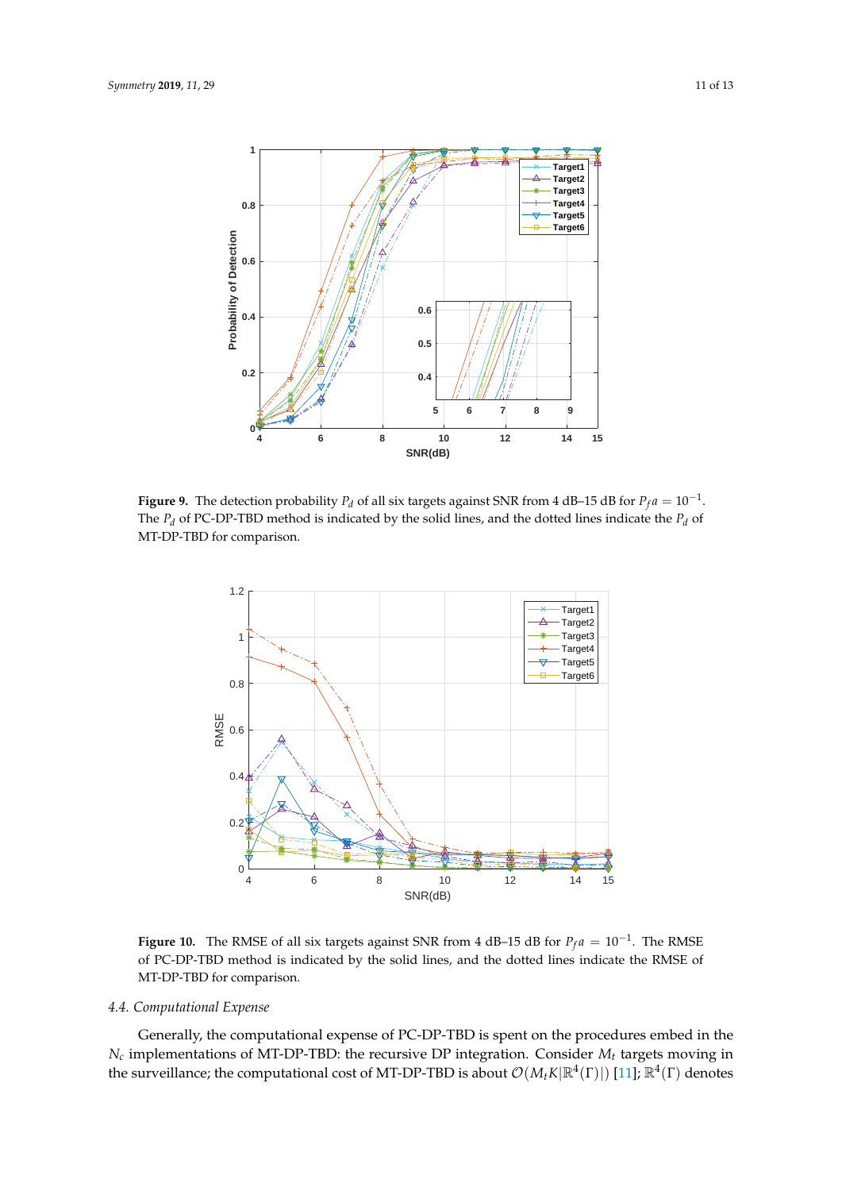**Figure 9.** The detection probability $P_d$ of all six targets against SNR from 4 dB–15 dB for $P_f a = 10^{-1}$. The $P_d$ of PC-DP-TBD method is indicated by the solid lines, and the dotted lines indicate the $P_d$ of MT-DP-TBD for comparison.

**Figure 10.** The RMSE of all six targets against SNR from 4 dB–15 dB for $P_f a = 10^{-1}$. The RMSE of PC-DP-TBD method is indicated by the solid lines, and the dotted lines indicate the RMSE of MT-DP-TBD for comparison.

### *4.4. Computational Expense*

Generally, the computational expense of PC-DP-TBD is spent on the procedures embed in the $N_c$ implementations of MT-DP-TBD: the recursive DP integration. Consider $M_t$ targets moving in the surveillance; the computational cost of MT-DP-TBD is about $\mathcal{O}(M_t K |\mathbb{R}^4(\Gamma)|)$ [11]; $\mathbb{R}^4(\Gamma)$ denotes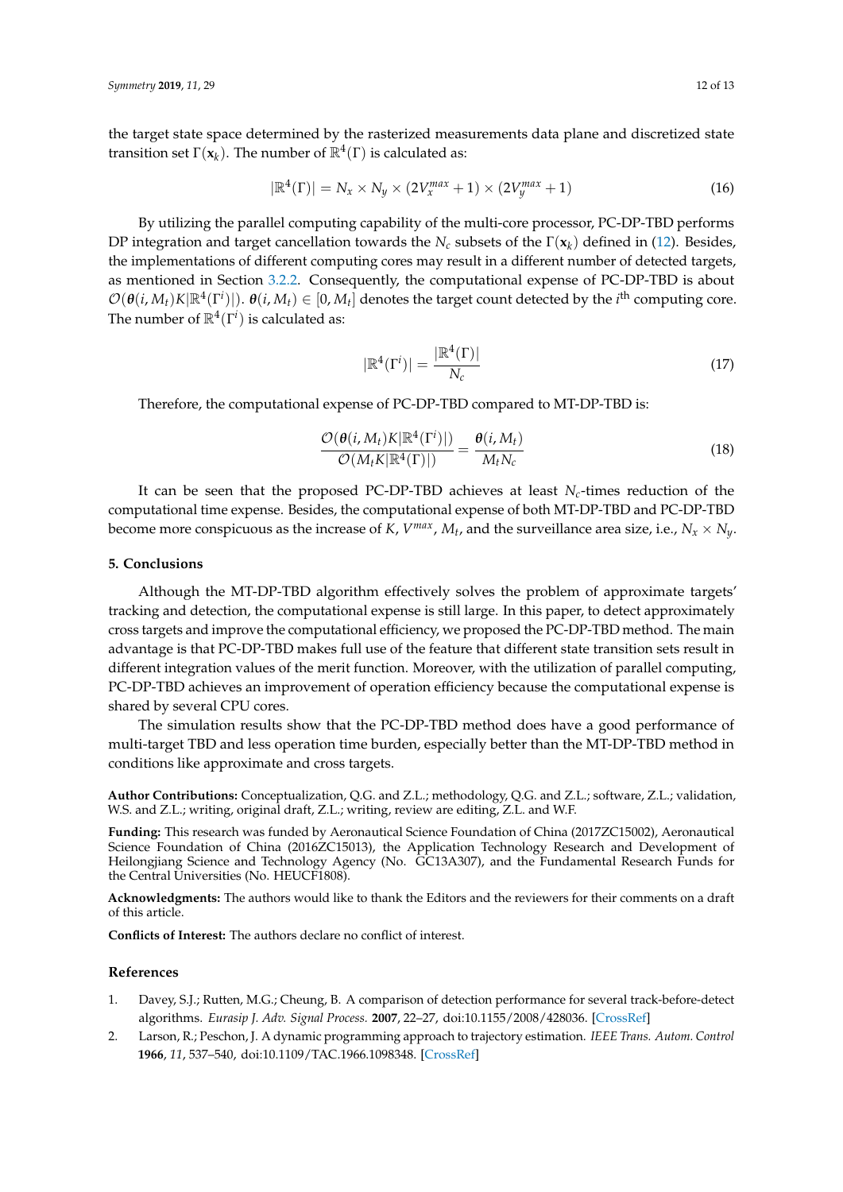the target state space determined by the rasterized measurements data plane and discretized state transition set $\Gamma(\mathbf{x}_k)$. The number of $\mathbb{R}^4(\Gamma)$ is calculated as:

$$|\mathbb{R}^4(\Gamma)| = N_x \times N_y \times (2V_x^{max} + 1) \times (2V_y^{max} + 1) \tag{16}$$

By utilizing the parallel computing capability of the multi-core processor, PC-DP-TBD performs DP integration and target cancellation towards the $N_c$ subsets of the $\Gamma(\mathbf{x}_k)$ defined in (12). Besides, the implementations of different computing cores may result in a different number of detected targets, as mentioned in Section 3.2.2. Consequently, the computational expense of PC-DP-TBD is about $\mathcal{O}(\boldsymbol{\theta}(i, M_t)K|\mathbb{R}^4(\Gamma^i)|)$. $\boldsymbol{\theta}(i, M_t) \in [0, M_t]$ denotes the target count detected by the $i^{\text{th}}$ computing core. The number of $\mathbb{R}^4(\Gamma^i)$ is calculated as:

$$|\mathbb{R}^4(\Gamma^i)| = \frac{|\mathbb{R}^4(\Gamma)|}{N_c} \tag{17}$$

Therefore, the computational expense of PC-DP-TBD compared to MT-DP-TBD is:

$$\frac{\mathcal{O}(\boldsymbol{\theta}(i, M_t)K|\mathbb{R}^4(\Gamma^i)|)}{\mathcal{O}(M_t K|\mathbb{R}^4(\Gamma)|)} = \frac{\boldsymbol{\theta}(i, M_t)}{M_t N_c} \tag{18}$$

It can be seen that the proposed PC-DP-TBD achieves at least $N_c$-times reduction of the computational time expense. Besides, the computational expense of both MT-DP-TBD and PC-DP-TBD become more conspicuous as the increase of $K$, $V^{max}$, $M_t$, and the surveillance area size, i.e., $N_x \times N_y$.

## 5. Conclusions

Although the MT-DP-TBD algorithm effectively solves the problem of approximate targets' tracking and detection, the computational expense is still large. In this paper, to detect approximately cross targets and improve the computational efficiency, we proposed the PC-DP-TBD method. The main advantage is that PC-DP-TBD makes full use of the feature that different state transition sets result in different integration values of the merit function. Moreover, with the utilization of parallel computing, PC-DP-TBD achieves an improvement of operation efficiency because the computational expense is shared by several CPU cores.

The simulation results show that the PC-DP-TBD method does have a good performance of multi-target TBD and less operation time burden, especially better than the MT-DP-TBD method in conditions like approximate and cross targets.

**Author Contributions:** Conceptualization, Q.G. and Z.L.; methodology, Q.G. and Z.L.; software, Z.L.; validation, W.S. and Z.L.; writing, original draft, Z.L.; writing, review are editing, Z.L. and W.F.

**Funding:** This research was funded by Aeronautical Science Foundation of China (2017ZC15002), Aeronautical Science Foundation of China (2016ZC15013), the Application Technology Research and Development of Heilongjiang Science and Technology Agency (No. GC13A307), and the Fundamental Research Funds for the Central Universities (No. HEUCF1808).

**Acknowledgments:** The authors would like to thank the Editors and the reviewers for their comments on a draft of this article.

**Conflicts of Interest:** The authors declare no conflict of interest.

## References

1. Davey, S.J.; Rutten, M.G.; Cheung, B. A comparison of detection performance for several track-before-detect algorithms. *Eurasip J. Adv. Signal Process.* **2007**, 22–27, doi:10.1155/2008/428036. [CrossRef]
2. Larson, R.; Peschon, J. A dynamic programming approach to trajectory estimation. *IEEE Trans. Autom. Control* **1966**, *11*, 537–540, doi:10.1109/TAC.1966.1098348. [CrossRef]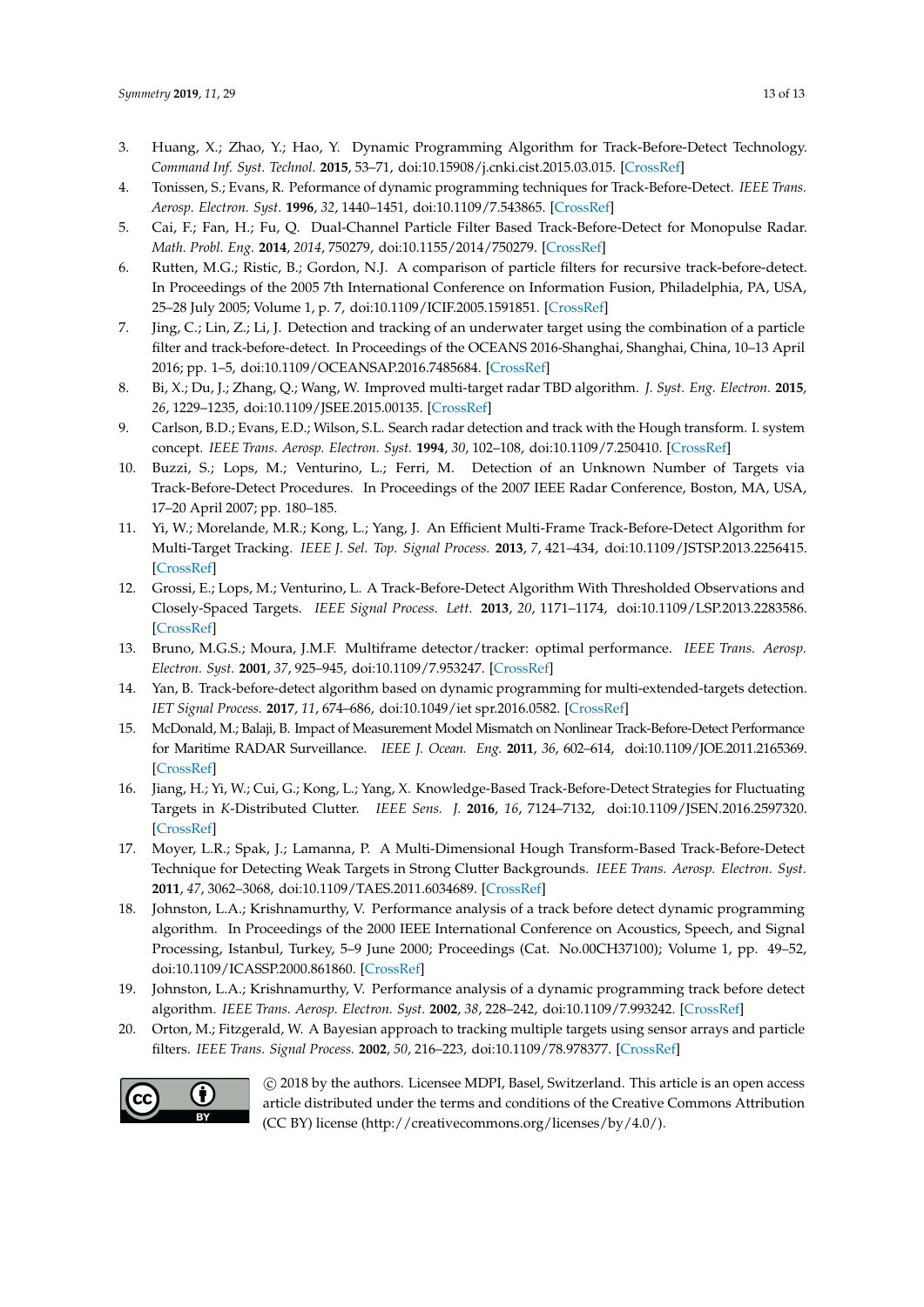3. Huang, X.; Zhao, Y.; Hao, Y. Dynamic Programming Algorithm for Track-Before-Detect Technology. *Command Inf. Syst. Technol.* **2015**, 53–71, doi:10.15908/j.cnki.cist.2015.03.015. [CrossRef]
4. Tonissen, S.; Evans, R. Peformance of dynamic programming techniques for Track-Before-Detect. *IEEE Trans. Aerosp. Electron. Syst.* **1996**, *32*, 1440–1451, doi:10.1109/7.543865. [CrossRef]
5. Cai, F.; Fan, H.; Fu, Q. Dual-Channel Particle Filter Based Track-Before-Detect for Monopulse Radar. *Math. Probl. Eng.* **2014**, *2014*, 750279, doi:10.1155/2014/750279. [CrossRef]
6. Rutten, M.G.; Ristic, B.; Gordon, N.J. A comparison of particle filters for recursive track-before-detect. In Proceedings of the 2005 7th International Conference on Information Fusion, Philadelphia, PA, USA, 25–28 July 2005; Volume 1, p. 7, doi:10.1109/ICIF.2005.1591851. [CrossRef]
7. Jing, C.; Lin, Z.; Li, J. Detection and tracking of an underwater target using the combination of a particle filter and track-before-detect. In Proceedings of the OCEANS 2016-Shanghai, Shanghai, China, 10–13 April 2016; pp. 1–5, doi:10.1109/OCEANSAP.2016.7485684. [CrossRef]
8. Bi, X.; Du, J.; Zhang, Q.; Wang, W. Improved multi-target radar TBD algorithm. *J. Syst. Eng. Electron.* **2015**, *26*, 1229–1235, doi:10.1109/JSEE.2015.00135. [CrossRef]
9. Carlson, B.D.; Evans, E.D.; Wilson, S.L. Search radar detection and track with the Hough transform. I. system concept. *IEEE Trans. Aerosp. Electron. Syst.* **1994**, *30*, 102–108, doi:10.1109/7.250410. [CrossRef]
10. Buzzi, S.; Lops, M.; Venturino, L.; Ferri, M. Detection of an Unknown Number of Targets via Track-Before-Detect Procedures. In Proceedings of the 2007 IEEE Radar Conference, Boston, MA, USA, 17–20 April 2007; pp. 180–185.
11. Yi, W.; Morelande, M.R.; Kong, L.; Yang, J. An Efficient Multi-Frame Track-Before-Detect Algorithm for Multi-Target Tracking. *IEEE J. Sel. Top. Signal Process.* **2013**, *7*, 421–434, doi:10.1109/JSTSP.2013.2256415. [CrossRef]
12. Grossi, E.; Lops, M.; Venturino, L. A Track-Before-Detect Algorithm With Thresholded Observations and Closely-Spaced Targets. *IEEE Signal Process. Lett.* **2013**, *20*, 1171–1174, doi:10.1109/LSP.2013.2283586. [CrossRef]
13. Bruno, M.G.S.; Moura, J.M.F. Multiframe detector/tracker: optimal performance. *IEEE Trans. Aerosp. Electron. Syst.* **2001**, *37*, 925–945, doi:10.1109/7.953247. [CrossRef]
14. Yan, B. Track-before-detect algorithm based on dynamic programming for multi-extended-targets detection. *IET Signal Process.* **2017**, *11*, 674–686, doi:10.1049/iet spr.2016.0582. [CrossRef]
15. McDonald, M.; Balaji, B. Impact of Measurement Model Mismatch on Nonlinear Track-Before-Detect Performance for Maritime RADAR Surveillance. *IEEE J. Ocean. Eng.* **2011**, *36*, 602–614, doi:10.1109/JOE.2011.2165369. [CrossRef]
16. Jiang, H.; Yi, W.; Cui, G.; Kong, L.; Yang, X. Knowledge-Based Track-Before-Detect Strategies for Fluctuating Targets in *K*-Distributed Clutter. *IEEE Sens. J.* **2016**, *16*, 7124–7132, doi:10.1109/JSEN.2016.2597320. [CrossRef]
17. Moyer, L.R.; Spak, J.; Lamanna, P. A Multi-Dimensional Hough Transform-Based Track-Before-Detect Technique for Detecting Weak Targets in Strong Clutter Backgrounds. *IEEE Trans. Aerosp. Electron. Syst.* **2011**, *47*, 3062–3068, doi:10.1109/TAES.2011.6034689. [CrossRef]
18. Johnston, L.A.; Krishnamurthy, V. Performance analysis of a track before detect dynamic programming algorithm. In Proceedings of the 2000 IEEE International Conference on Acoustics, Speech, and Signal Processing, Istanbul, Turkey, 5–9 June 2000; Proceedings (Cat. No.00CH37100); Volume 1, pp. 49–52, doi:10.1109/ICASSP.2000.861860. [CrossRef]
19. Johnston, L.A.; Krishnamurthy, V. Performance analysis of a dynamic programming track before detect algorithm. *IEEE Trans. Aerosp. Electron. Syst.* **2002**, *38*, 228–242, doi:10.1109/7.993242. [CrossRef]
20. Orton, M.; Fitzgerald, W. A Bayesian approach to tracking multiple targets using sensor arrays and particle filters. *IEEE Trans. Signal Process.* **2002**, *50*, 216–223, doi:10.1109/78.978377. [CrossRef]

© 2018 by the authors. Licensee MDPI, Basel, Switzerland. This article is an open access article distributed under the terms and conditions of the Creative Commons Attribution (CC BY) license (http://creativecommons.org/licenses/by/4.0/).